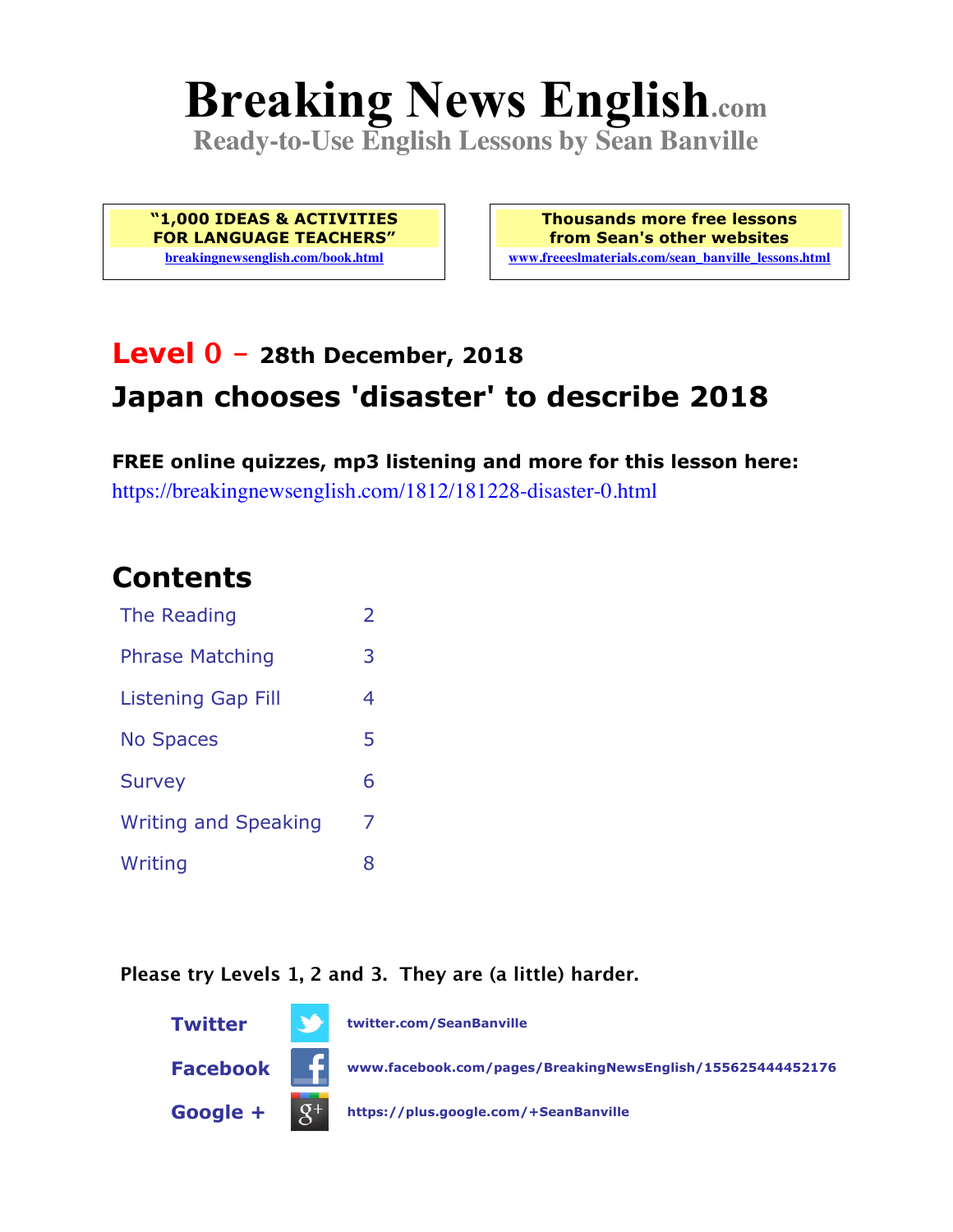# Breaking News English.com

**Ready-to-Use English Lessons by Sean Banville**

**"1,000 IDEAS & ACTIVITIES FOR LANGUAGE TEACHERS"**
breakingnewsenglish.com/book.html

**Thousands more free lessons from Sean's other websites**
www.freeeslmaterials.com/sean_banville_lessons.html

## Level 0 – 28th December, 2018

## Japan chooses 'disaster' to describe 2018

**FREE online quizzes, mp3 listening and more for this lesson here:**
https://breakingnewsenglish.com/1812/181228-disaster-0.html

## Contents

| | |
|---|---|
| The Reading | 2 |
| Phrase Matching | 3 |
| Listening Gap Fill | 4 |
| No Spaces | 5 |
| Survey | 6 |
| Writing and Speaking | 7 |
| Writing | 8 |

**Please try Levels 1, 2 and 3. They are (a little) harder.**

**Twitter** twitter.com/SeanBanville

**Facebook** www.facebook.com/pages/BreakingNewsEnglish/155625444452176

**Google +** https://plus.google.com/+SeanBanville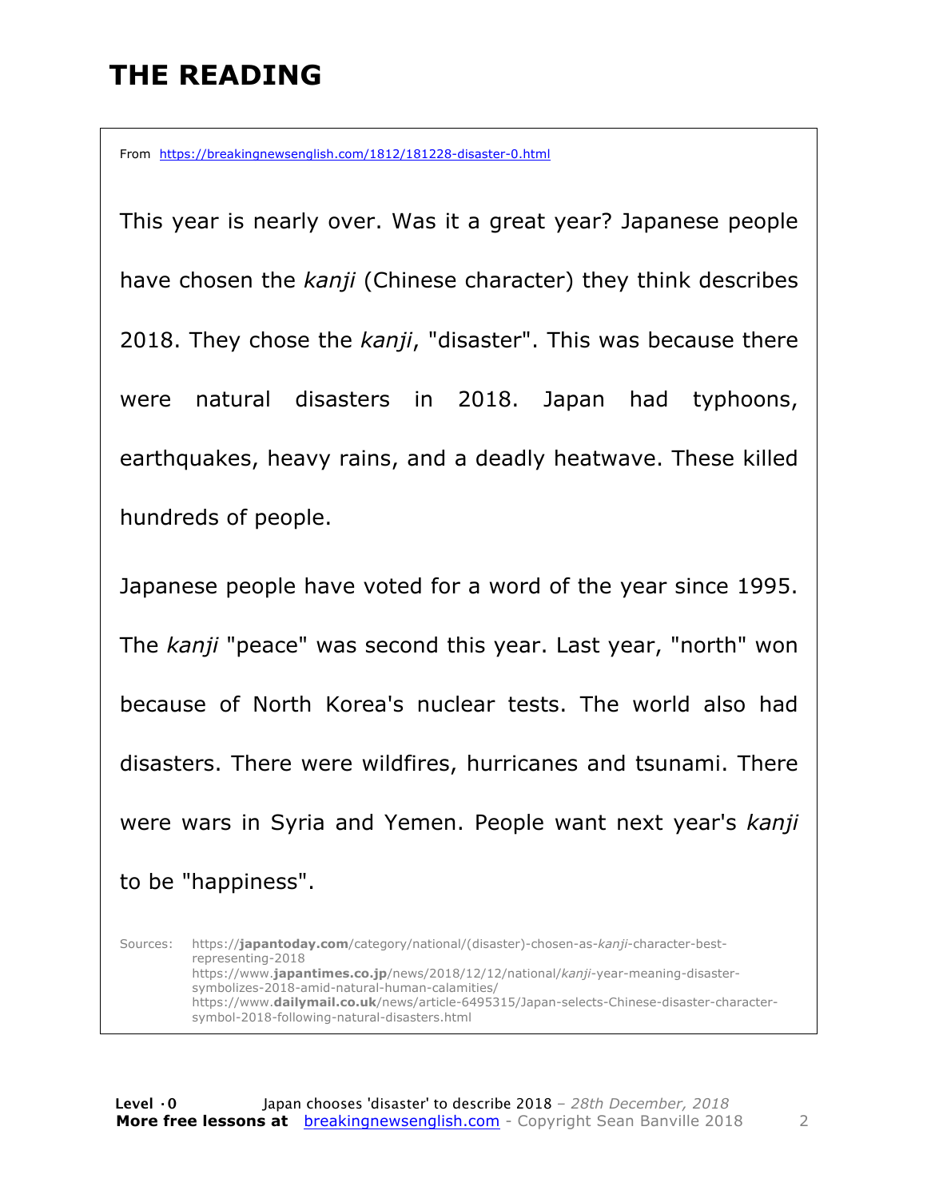# THE READING

From https://breakingnewsenglish.com/1812/181228-disaster-0.html

This year is nearly over. Was it a great year? Japanese people have chosen the *kanji* (Chinese character) they think describes 2018. They chose the *kanji*, "disaster". This was because there were natural disasters in 2018. Japan had typhoons, earthquakes, heavy rains, and a deadly heatwave. These killed hundreds of people.

Japanese people have voted for a word of the year since 1995. The *kanji* "peace" was second this year. Last year, "north" won because of North Korea's nuclear tests. The world also had disasters. There were wildfires, hurricanes and tsunami. There were wars in Syria and Yemen. People want next year's *kanji* to be "happiness".

Sources:
https://**japantoday.com**/category/national/(disaster)-chosen-as-*kanji*-character-best-representing-2018
https://www.**japantimes.co.jp**/news/2018/12/12/national/*kanji*-year-meaning-disaster-symbolizes-2018-amid-natural-human-calamities/
https://www.**dailymail.co.uk**/news/article-6495315/Japan-selects-Chinese-disaster-character-symbol-2018-following-natural-disasters.html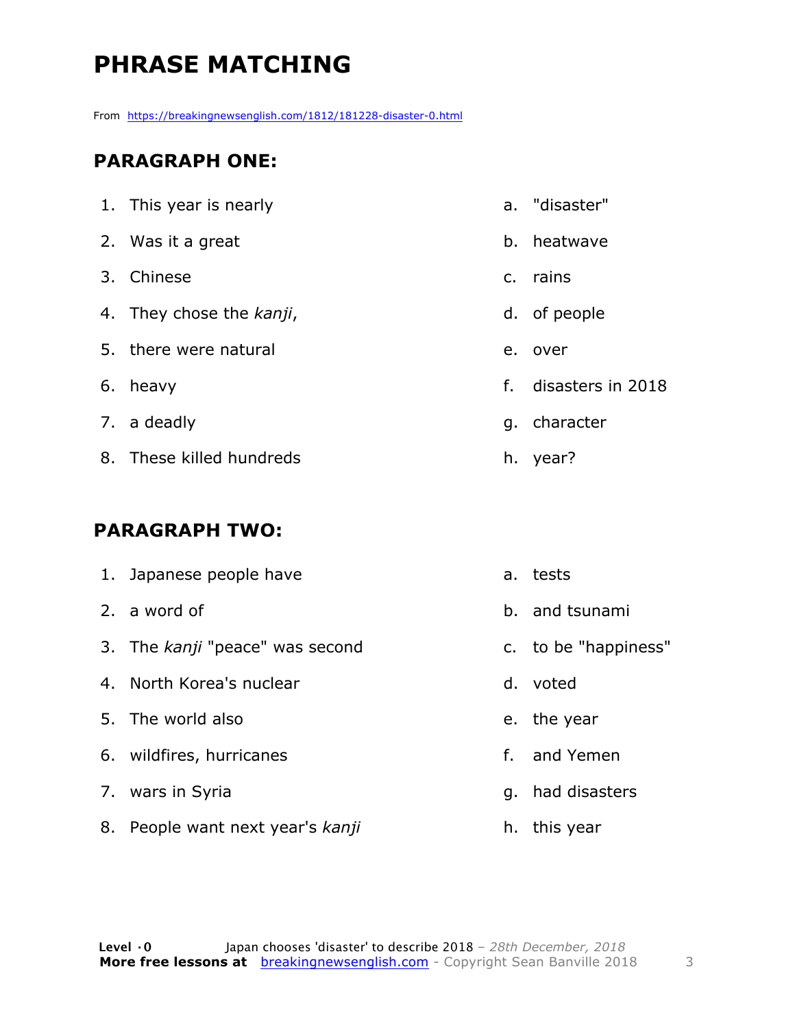# PHRASE MATCHING

From https://breakingnewsenglish.com/1812/181228-disaster-0.html

## PARAGRAPH ONE:

1. This year is nearly
2. Was it a great
3. Chinese
4. They chose the *kanji*,
5. there were natural
6. heavy
7. a deadly
8. These killed hundreds

a. "disaster"
b. heatwave
c. rains
d. of people
e. over
f. disasters in 2018
g. character
h. year?

## PARAGRAPH TWO:

1. Japanese people have
2. a word of
3. The *kanji* "peace" was second
4. North Korea's nuclear
5. The world also
6. wildfires, hurricanes
7. wars in Syria
8. People want next year's *kanji*

a. tests
b. and tsunami
c. to be "happiness"
d. voted
e. the year
f. and Yemen
g. had disasters
h. this year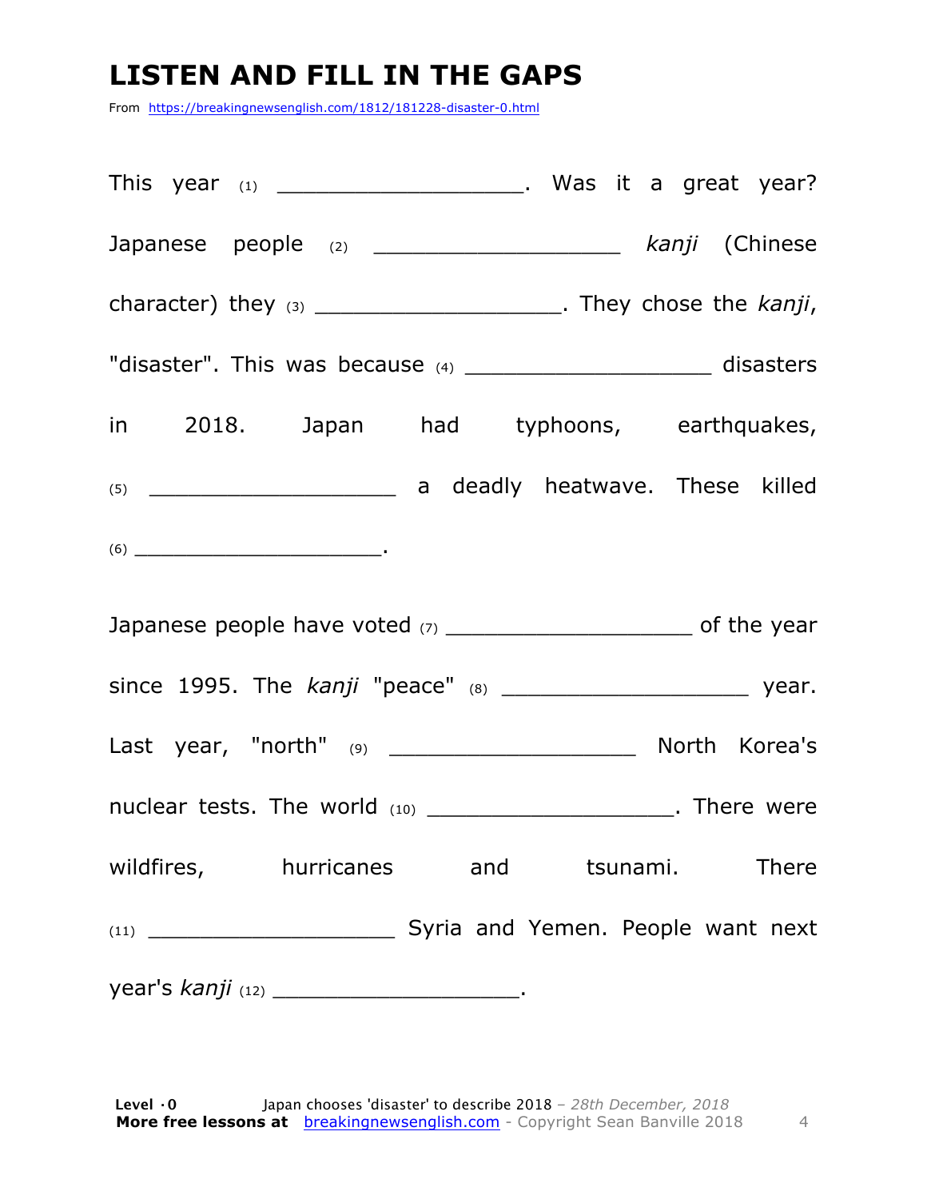# LISTEN AND FILL IN THE GAPS

From https://breakingnewsenglish.com/1812/181228-disaster-0.html

This year (1) ___________________. Was it a great year? Japanese people (2) ___________________ *kanji* (Chinese character) they (3) ___________________. They chose the *kanji*, "disaster". This was because (4) ___________________ disasters in 2018. Japan had typhoons, earthquakes, (5) ___________________ a deadly heatwave. These killed (6) ___________________.

Japanese people have voted (7) ___________________ of the year since 1995. The *kanji* "peace" (8) ___________________ year. Last year, "north" (9) ___________________ North Korea's nuclear tests. The world (10) ___________________. There were wildfires, hurricanes and tsunami. There (11) ___________________ Syria and Yemen. People want next year's *kanji* (12) ___________________.

**Level · 0** Japan chooses 'disaster' to describe 2018 – *28th December, 2018*
**More free lessons at** breakingnewsenglish.com - Copyright Sean Banville 2018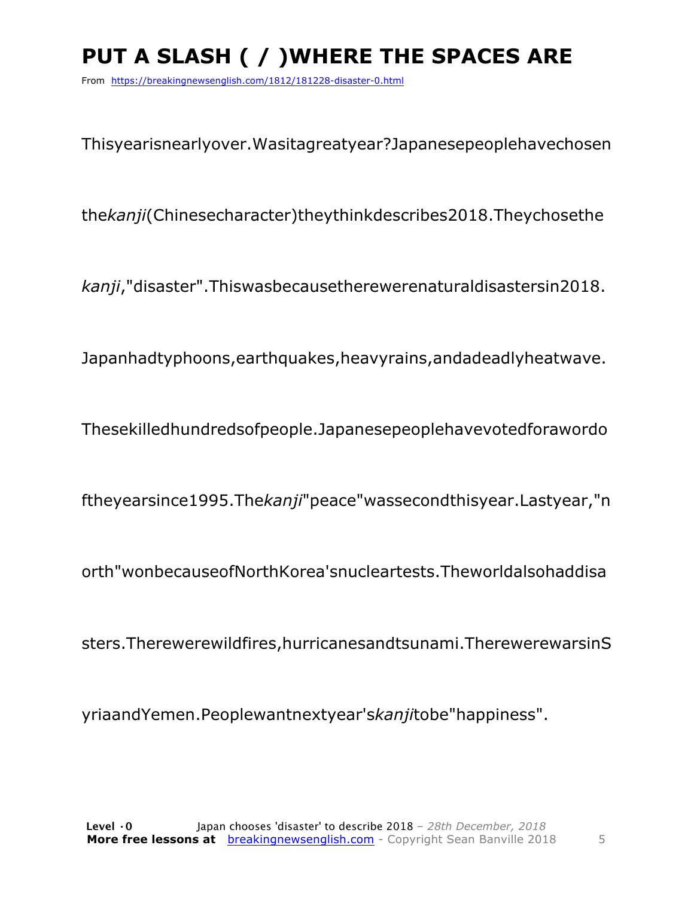# PUT A SLASH ( / )WHERE THE SPACES ARE

From https://breakingnewsenglish.com/1812/181228-disaster-0.html

Thisyearisnearlyover.Wasitagreatyear?Japanesepeoplehavechosen

the*kanji*(Chinesecharacter)theythinkdescribes2018.Theychosethe

*kanji*,"disaster".Thiswasbecausetherewerenaturaldisastersin2018.

Japanhadtyphoons,earthquakes,heavyrains,andadeadlyheatwave.

Thesekilledhundredsofpeople.Japanesepeoplehavevotedforawordo

ftheyearsince1995.The*kanji*"peace"wassecondthisyear.Lastyear,"n

orth"wonbecauseofNorthKorea'snucleartests.Theworldalsohaddisa

sters.Therewerewildfires,hurricanesandtsunami.TherewerewarsinS

yriaandYemen.Peoplewantnextyear's*kanji*tobe"happiness".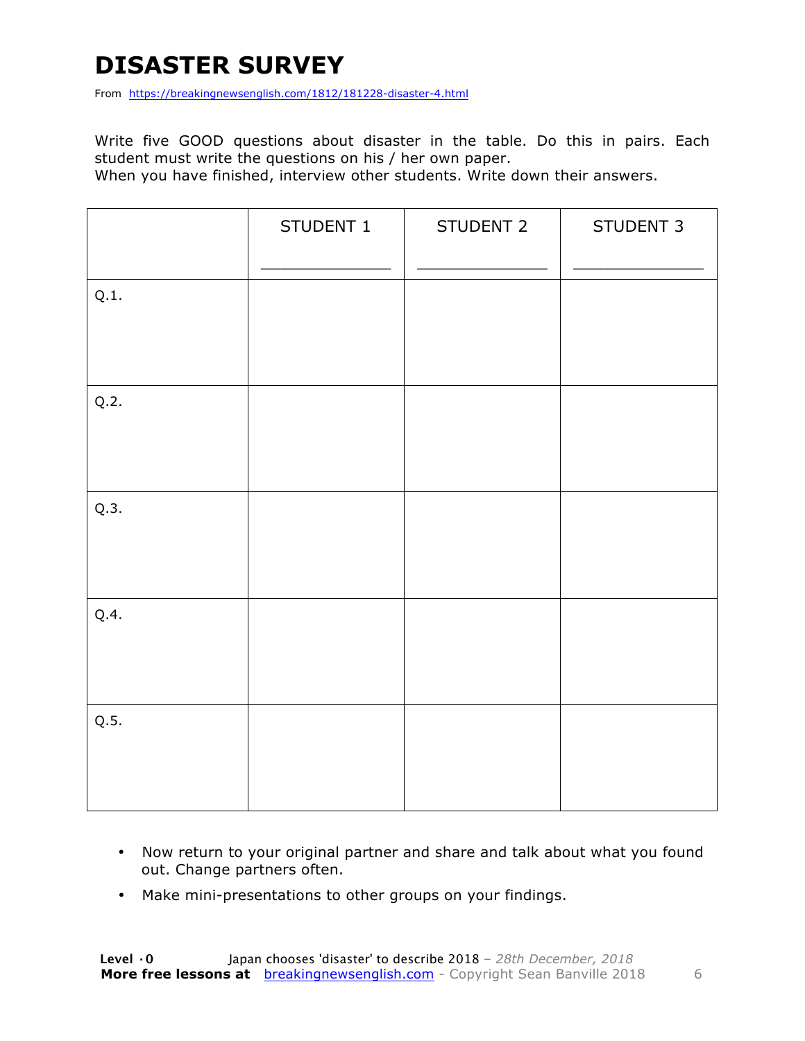# DISASTER SURVEY

From https://breakingnewsenglish.com/1812/181228-disaster-4.html

Write five GOOD questions about disaster in the table. Do this in pairs. Each student must write the questions on his / her own paper.
When you have finished, interview other students. Write down their answers.

| | STUDENT 1<br>_____________ | STUDENT 2<br>_____________ | STUDENT 3<br>_____________ |
|---|---|---|---|
| Q.1. | | | |
| Q.2. | | | |
| Q.3. | | | |
| Q.4. | | | |
| Q.5. | | | |

- Now return to your original partner and share and talk about what you found out. Change partners often.
- Make mini-presentations to other groups on your findings.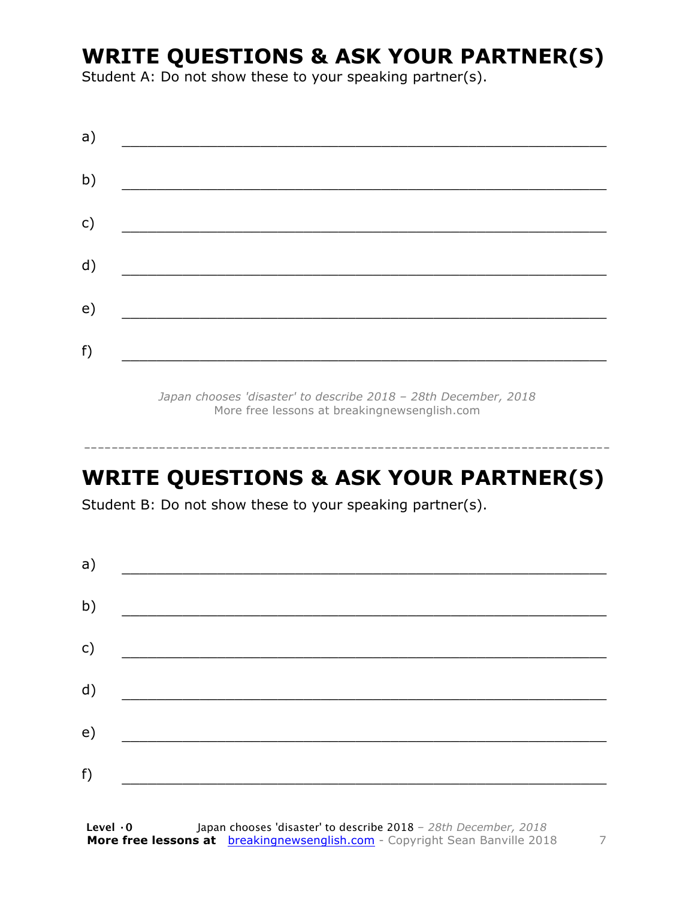## WRITE QUESTIONS & ASK YOUR PARTNER(S)

Student A: Do not show these to your speaking partner(s).

a) ___________________________________________________________

b) ___________________________________________________________

c) ___________________________________________________________

d) ___________________________________________________________

e) ___________________________________________________________

f) ___________________________________________________________

*Japan chooses 'disaster' to describe 2018 – 28th December, 2018*
More free lessons at breakingnewsenglish.com

---

## WRITE QUESTIONS & ASK YOUR PARTNER(S)

Student B: Do not show these to your speaking partner(s).

a) ___________________________________________________________

b) ___________________________________________________________

c) ___________________________________________________________

d) ___________________________________________________________

e) ___________________________________________________________

f) ___________________________________________________________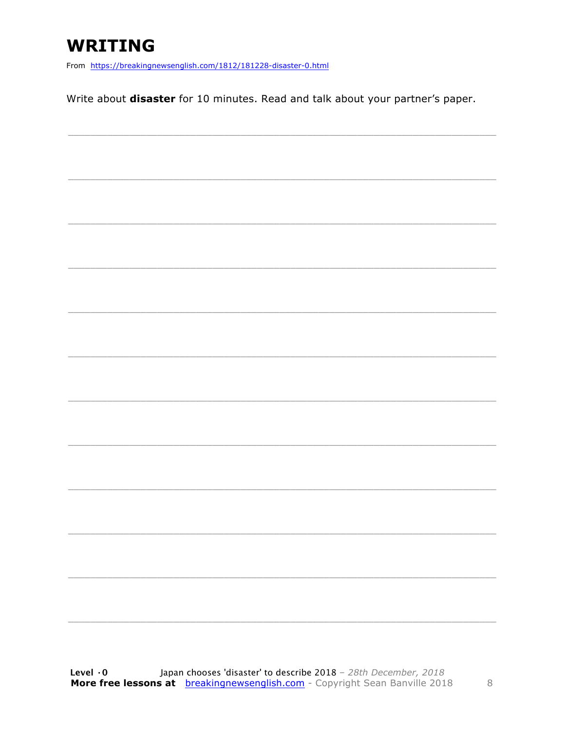# WRITING

From https://breakingnewsenglish.com/1812/181228-disaster-0.html

Write about **disaster** for 10 minutes. Read and talk about your partner's paper.

___

___

___

___

___

___

___

___

___

___

___

___